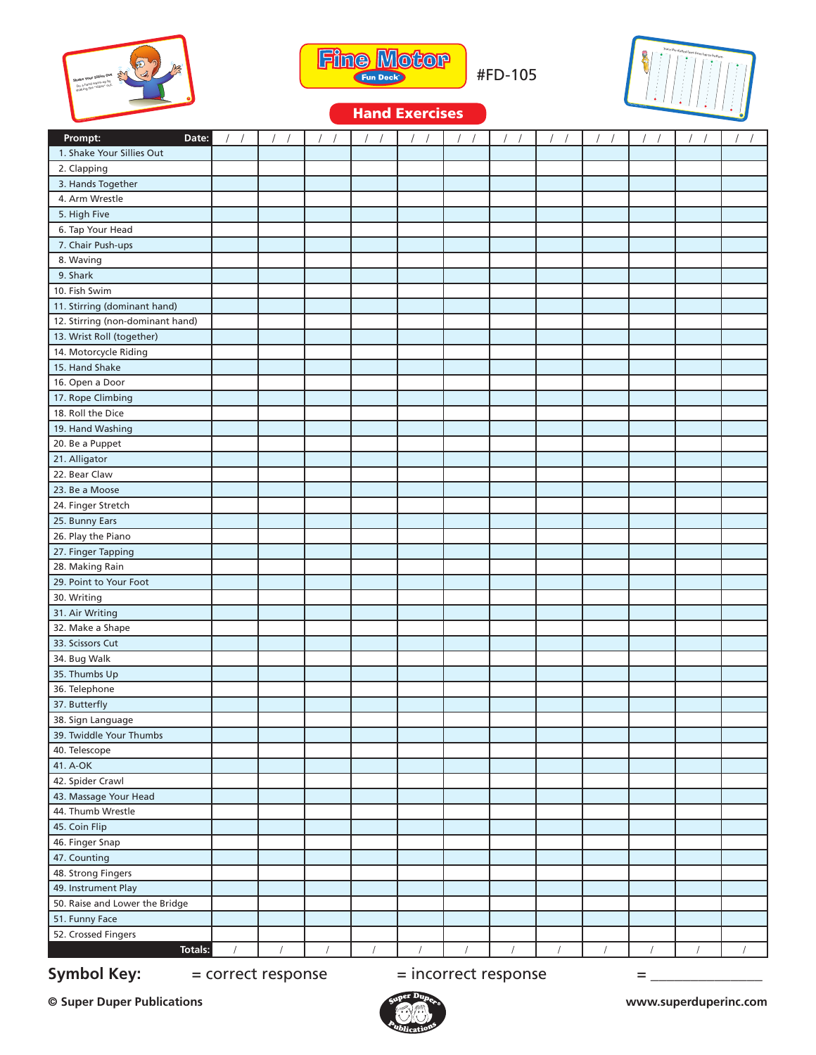# Fine Motor Fun Deck

#FD-105

## Hand Exercises

| Prompt: Date: | / / | / / | / / | / / | / / | / / | / / | / / | / / | / / | / / | / / |
|---|---|---|---|---|---|---|---|---|---|---|---|---|
| 1. Shake Your Sillies Out | | | | | | | | | | | | |
| 2. Clapping | | | | | | | | | | | | |
| 3. Hands Together | | | | | | | | | | | | |
| 4. Arm Wrestle | | | | | | | | | | | | |
| 5. High Five | | | | | | | | | | | | |
| 6. Tap Your Head | | | | | | | | | | | | |
| 7. Chair Push-ups | | | | | | | | | | | | |
| 8. Waving | | | | | | | | | | | | |
| 9. Shark | | | | | | | | | | | | |
| 10. Fish Swim | | | | | | | | | | | | |
| 11. Stirring (dominant hand) | | | | | | | | | | | | |
| 12. Stirring (non-dominant hand) | | | | | | | | | | | | |
| 13. Wrist Roll (together) | | | | | | | | | | | | |
| 14. Motorcycle Riding | | | | | | | | | | | | |
| 15. Hand Shake | | | | | | | | | | | | |
| 16. Open a Door | | | | | | | | | | | | |
| 17. Rope Climbing | | | | | | | | | | | | |
| 18. Roll the Dice | | | | | | | | | | | | |
| 19. Hand Washing | | | | | | | | | | | | |
| 20. Be a Puppet | | | | | | | | | | | | |
| 21. Alligator | | | | | | | | | | | | |
| 22. Bear Claw | | | | | | | | | | | | |
| 23. Be a Moose | | | | | | | | | | | | |
| 24. Finger Stretch | | | | | | | | | | | | |
| 25. Bunny Ears | | | | | | | | | | | | |
| 26. Play the Piano | | | | | | | | | | | | |
| 27. Finger Tapping | | | | | | | | | | | | |
| 28. Making Rain | | | | | | | | | | | | |
| 29. Point to Your Foot | | | | | | | | | | | | |
| 30. Writing | | | | | | | | | | | | |
| 31. Air Writing | | | | | | | | | | | | |
| 32. Make a Shape | | | | | | | | | | | | |
| 33. Scissors Cut | | | | | | | | | | | | |
| 34. Bug Walk | | | | | | | | | | | | |
| 35. Thumbs Up | | | | | | | | | | | | |
| 36. Telephone | | | | | | | | | | | | |
| 37. Butterfly | | | | | | | | | | | | |
| 38. Sign Language | | | | | | | | | | | | |
| 39. Twiddle Your Thumbs | | | | | | | | | | | | |
| 40. Telescope | | | | | | | | | | | | |
| 41. A-OK | | | | | | | | | | | | |
| 42. Spider Crawl | | | | | | | | | | | | |
| 43. Massage Your Head | | | | | | | | | | | | |
| 44. Thumb Wrestle | | | | | | | | | | | | |
| 45. Coin Flip | | | | | | | | | | | | |
| 46. Finger Snap | | | | | | | | | | | | |
| 47. Counting | | | | | | | | | | | | |
| 48. Strong Fingers | | | | | | | | | | | | |
| 49. Instrument Play | | | | | | | | | | | | |
| 50. Raise and Lower the Bridge | | | | | | | | | | | | |
| 51. Funny Face | | | | | | | | | | | | |
| 52. Crossed Fingers | | | | | | | | | | | | |
| Totals: | / | / | / | / | / | / | / | / | / | / | / | / |

**Symbol Key:** = correct response = incorrect response = _______________

**© Super Duper Publications** www.superduperinc.com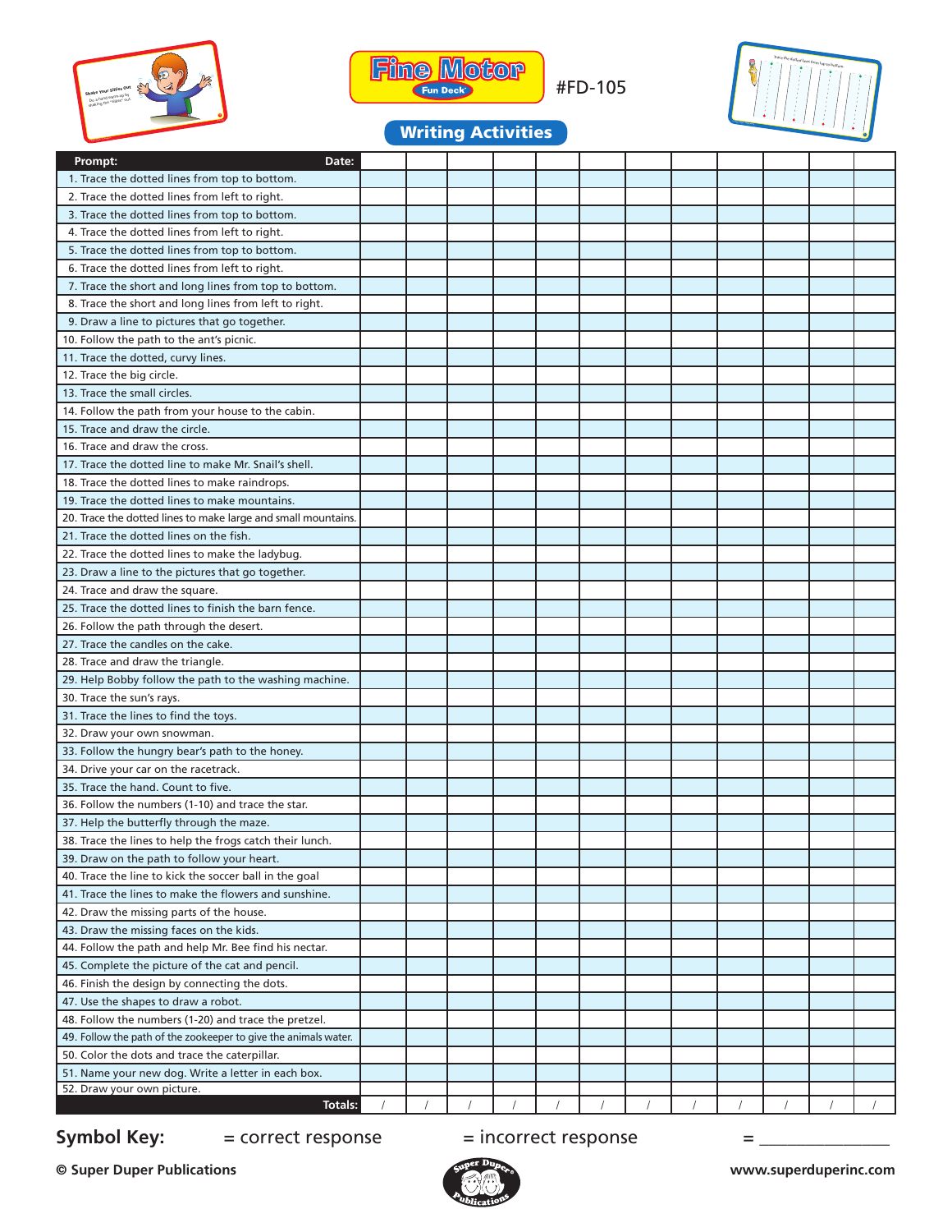# Fine Motor Fun Deck® #FD-105

## Writing Activities

| Prompt: Date: | | | | | | | | | | | | |
|---|---|---|---|---|---|---|---|---|---|---|---|---|
| 1. Trace the dotted lines from top to bottom. | | | | | | | | | | | | |
| 2. Trace the dotted lines from left to right. | | | | | | | | | | | | |
| 3. Trace the dotted lines from top to bottom. | | | | | | | | | | | | |
| 4. Trace the dotted lines from left to right. | | | | | | | | | | | | |
| 5. Trace the dotted lines from top to bottom. | | | | | | | | | | | | |
| 6. Trace the dotted lines from left to right. | | | | | | | | | | | | |
| 7. Trace the short and long lines from top to bottom. | | | | | | | | | | | | |
| 8. Trace the short and long lines from left to right. | | | | | | | | | | | | |
| 9. Draw a line to pictures that go together. | | | | | | | | | | | | |
| 10. Follow the path to the ant's picnic. | | | | | | | | | | | | |
| 11. Trace the dotted, curvy lines. | | | | | | | | | | | | |
| 12. Trace the big circle. | | | | | | | | | | | | |
| 13. Trace the small circles. | | | | | | | | | | | | |
| 14. Follow the path from your house to the cabin. | | | | | | | | | | | | |
| 15. Trace and draw the circle. | | | | | | | | | | | | |
| 16. Trace and draw the cross. | | | | | | | | | | | | |
| 17. Trace the dotted line to make Mr. Snail's shell. | | | | | | | | | | | | |
| 18. Trace the dotted lines to make raindrops. | | | | | | | | | | | | |
| 19. Trace the dotted lines to make mountains. | | | | | | | | | | | | |
| 20. Trace the dotted lines to make large and small mountains. | | | | | | | | | | | | |
| 21. Trace the dotted lines on the fish. | | | | | | | | | | | | |
| 22. Trace the dotted lines to make the ladybug. | | | | | | | | | | | | |
| 23. Draw a line to the pictures that go together. | | | | | | | | | | | | |
| 24. Trace and draw the square. | | | | | | | | | | | | |
| 25. Trace the dotted lines to finish the barn fence. | | | | | | | | | | | | |
| 26. Follow the path through the desert. | | | | | | | | | | | | |
| 27. Trace the candles on the cake. | | | | | | | | | | | | |
| 28. Trace and draw the triangle. | | | | | | | | | | | | |
| 29. Help Bobby follow the path to the washing machine. | | | | | | | | | | | | |
| 30. Trace the sun's rays. | | | | | | | | | | | | |
| 31. Trace the lines to find the toys. | | | | | | | | | | | | |
| 32. Draw your own snowman. | | | | | | | | | | | | |
| 33. Follow the hungry bear's path to the honey. | | | | | | | | | | | | |
| 34. Drive your car on the racetrack. | | | | | | | | | | | | |
| 35. Trace the hand. Count to five. | | | | | | | | | | | | |
| 36. Follow the numbers (1-10) and trace the star. | | | | | | | | | | | | |
| 37. Help the butterfly through the maze. | | | | | | | | | | | | |
| 38. Trace the lines to help the frogs catch their lunch. | | | | | | | | | | | | |
| 39. Draw on the path to follow your heart. | | | | | | | | | | | | |
| 40. Trace the line to kick the soccer ball in the goal | | | | | | | | | | | | |
| 41. Trace the lines to make the flowers and sunshine. | | | | | | | | | | | | |
| 42. Draw the missing parts of the house. | | | | | | | | | | | | |
| 43. Draw the missing faces on the kids. | | | | | | | | | | | | |
| 44. Follow the path and help Mr. Bee find his nectar. | | | | | | | | | | | | |
| 45. Complete the picture of the cat and pencil. | | | | | | | | | | | | |
| 46. Finish the design by connecting the dots. | | | | | | | | | | | | |
| 47. Use the shapes to draw a robot. | | | | | | | | | | | | |
| 48. Follow the numbers (1-20) and trace the pretzel. | | | | | | | | | | | | |
| 49. Follow the path of the zookeeper to give the animals water. | | | | | | | | | | | | |
| 50. Color the dots and trace the caterpillar. | | | | | | | | | | | | |
| 51. Name your new dog. Write a letter in each box. | | | | | | | | | | | | |
| 52. Draw your own picture. | | | | | | | | | | | | |
| Totals: | / | / | / | / | / | / | / | / | / | / | / | / |

**Symbol Key:** = correct response = incorrect response = _______________

© Super Duper Publications www.superduperinc.com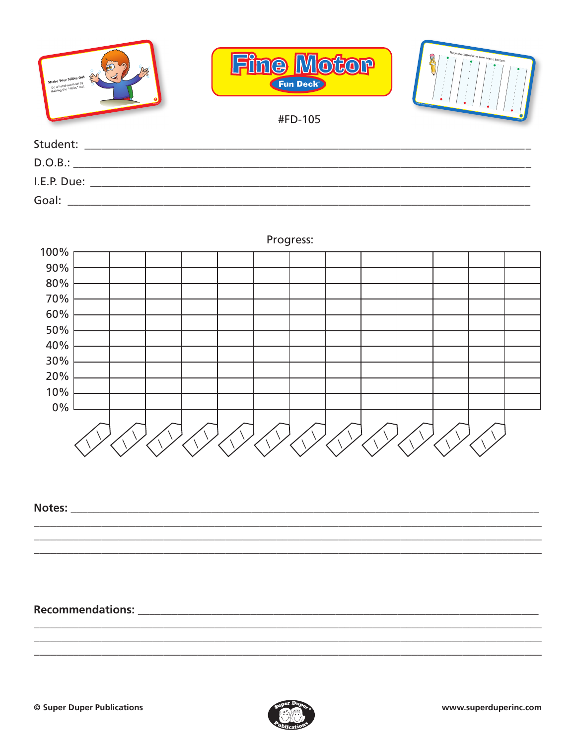# Fine Motor Fun Deck

#FD-105

Student: ___________________________________________

D.O.B.: ___________________________________________

I.E.P. Due: ___________________________________________

Goal: ___________________________________________

Progress:

100%
90%
80%
70%
60%
50%
40%
30%
20%
10%
0%

**Notes:** ___________________________________________

___________________________________________

___________________________________________

___________________________________________

**Recommendations:** ___________________________________________

___________________________________________

___________________________________________

___________________________________________